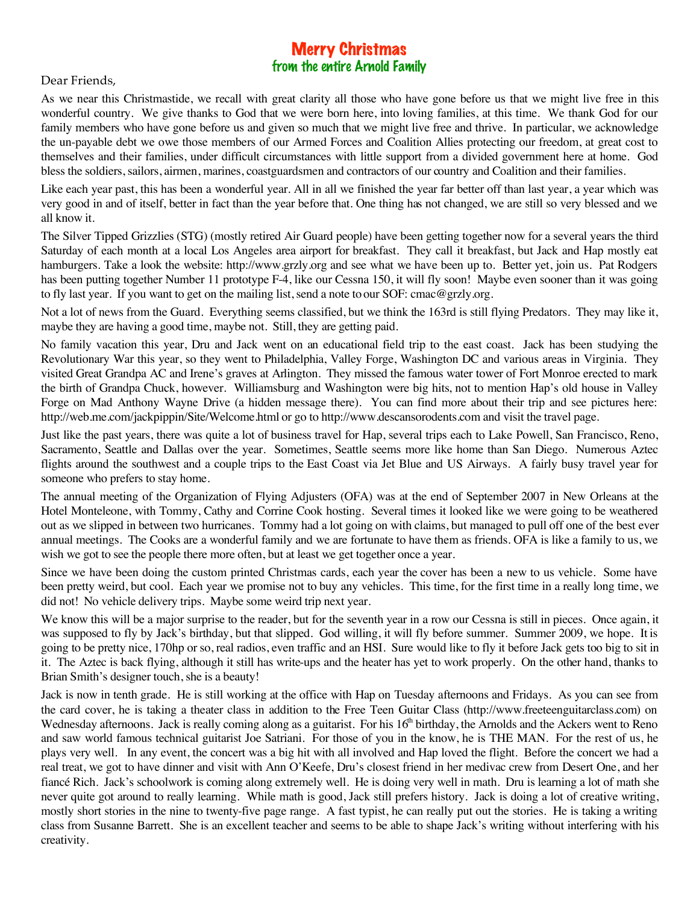# Merry Christmas
## from the entire Arnold Family

Dear Friends,

As we near this Christmastide, we recall with great clarity all those who have gone before us that we might live free in this wonderful country. We give thanks to God that we were born here, into loving families, at this time. We thank God for our family members who have gone before us and given so much that we might live free and thrive. In particular, we acknowledge the un-payable debt we owe those members of our Armed Forces and Coalition Allies protecting our freedom, at great cost to themselves and their families, under difficult circumstances with little support from a divided government here at home. God bless the soldiers, sailors, airmen, marines, coastguardsmen and contractors of our country and Coalition and their families.

Like each year past, this has been a wonderful year. All in all we finished the year far better off than last year, a year which was very good in and of itself, better in fact than the year before that. One thing has not changed, we are still so very blessed and we all know it.

The Silver Tipped Grizzlies (STG) (mostly retired Air Guard people) have been getting together now for a several years the third Saturday of each month at a local Los Angeles area airport for breakfast. They call it breakfast, but Jack and Hap mostly eat hamburgers. Take a look the website: http://www.grzly.org and see what we have been up to. Better yet, join us. Pat Rodgers has been putting together Number 11 prototype F-4, like our Cessna 150, it will fly soon! Maybe even sooner than it was going to fly last year. If you want to get on the mailing list, send a note to our SOF: cmac@grzly.org.

Not a lot of news from the Guard. Everything seems classified, but we think the 163rd is still flying Predators. They may like it, maybe they are having a good time, maybe not. Still, they are getting paid.

No family vacation this year, Dru and Jack went on an educational field trip to the east coast. Jack has been studying the Revolutionary War this year, so they went to Philadelphia, Valley Forge, Washington DC and various areas in Virginia. They visited Great Grandpa AC and Irene's graves at Arlington. They missed the famous water tower of Fort Monroe erected to mark the birth of Grandpa Chuck, however. Williamsburg and Washington were big hits, not to mention Hap's old house in Valley Forge on Mad Anthony Wayne Drive (a hidden message there). You can find more about their trip and see pictures here: http://web.me.com/jackpippin/Site/Welcome.html or go to http://www.descansorodents.com and visit the travel page.

Just like the past years, there was quite a lot of business travel for Hap, several trips each to Lake Powell, San Francisco, Reno, Sacramento, Seattle and Dallas over the year. Sometimes, Seattle seems more like home than San Diego. Numerous Aztec flights around the southwest and a couple trips to the East Coast via Jet Blue and US Airways. A fairly busy travel year for someone who prefers to stay home.

The annual meeting of the Organization of Flying Adjusters (OFA) was at the end of September 2007 in New Orleans at the Hotel Monteleone, with Tommy, Cathy and Corrine Cook hosting. Several times it looked like we were going to be weathered out as we slipped in between two hurricanes. Tommy had a lot going on with claims, but managed to pull off one of the best ever annual meetings. The Cooks are a wonderful family and we are fortunate to have them as friends. OFA is like a family to us, we wish we got to see the people there more often, but at least we get together once a year.

Since we have been doing the custom printed Christmas cards, each year the cover has been a new to us vehicle. Some have been pretty weird, but cool. Each year we promise not to buy any vehicles. This time, for the first time in a really long time, we did not! No vehicle delivery trips. Maybe some weird trip next year.

We know this will be a major surprise to the reader, but for the seventh year in a row our Cessna is still in pieces. Once again, it was supposed to fly by Jack's birthday, but that slipped. God willing, it will fly before summer. Summer 2009, we hope. It is going to be pretty nice, 170hp or so, real radios, even traffic and an HSI. Sure would like to fly it before Jack gets too big to sit in it. The Aztec is back flying, although it still has write-ups and the heater has yet to work properly. On the other hand, thanks to Brian Smith's designer touch, she is a beauty!

Jack is now in tenth grade. He is still working at the office with Hap on Tuesday afternoons and Fridays. As you can see from the card cover, he is taking a theater class in addition to the Free Teen Guitar Class (http://www.freeteenguitarclass.com) on Wednesday afternoons. Jack is really coming along as a guitarist. For his 16th birthday, the Arnolds and the Ackers went to Reno and saw world famous technical guitarist Joe Satriani. For those of you in the know, he is THE MAN. For the rest of us, he plays very well. In any event, the concert was a big hit with all involved and Hap loved the flight. Before the concert we had a real treat, we got to have dinner and visit with Ann O'Keefe, Dru's closest friend in her medivac crew from Desert One, and her fiancé Rich. Jack's schoolwork is coming along extremely well. He is doing very well in math. Dru is learning a lot of math she never quite got around to really learning. While math is good, Jack still prefers history. Jack is doing a lot of creative writing, mostly short stories in the nine to twenty-five page range. A fast typist, he can really put out the stories. He is taking a writing class from Susanne Barrett. She is an excellent teacher and seems to be able to shape Jack's writing without interfering with his creativity.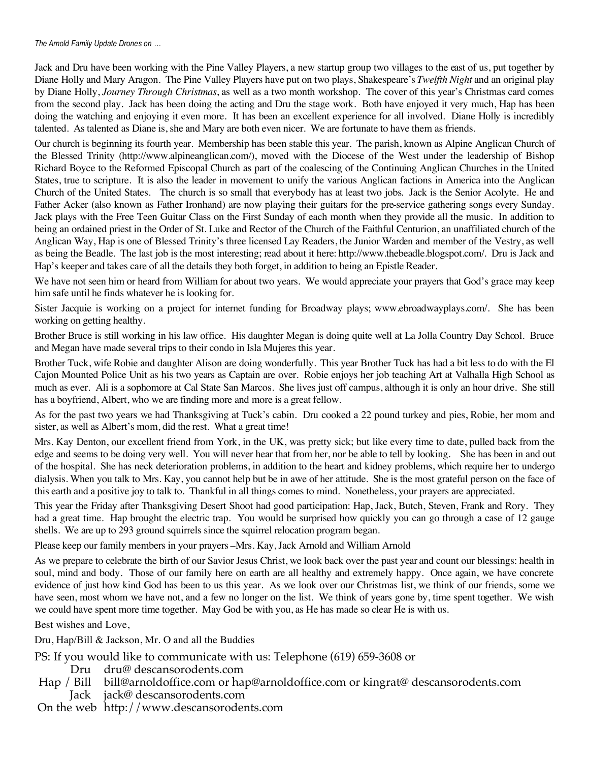*The Arnold Family Update Drones on …*

Jack and Dru have been working with the Pine Valley Players, a new startup group two villages to the east of us, put together by Diane Holly and Mary Aragon. The Pine Valley Players have put on two plays, Shakespeare's *Twelfth Night* and an original play by Diane Holly, *Journey Through Christmas*, as well as a two month workshop. The cover of this year's Christmas card comes from the second play. Jack has been doing the acting and Dru the stage work. Both have enjoyed it very much, Hap has been doing the watching and enjoying it even more. It has been an excellent experience for all involved. Diane Holly is incredibly talented. As talented as Diane is, she and Mary are both even nicer. We are fortunate to have them as friends.

Our church is beginning its fourth year. Membership has been stable this year. The parish, known as Alpine Anglican Church of the Blessed Trinity (http://www.alpineanglican.com/), moved with the Diocese of the West under the leadership of Bishop Richard Boyce to the Reformed Episcopal Church as part of the coalescing of the Continuing Anglican Churches in the United States, true to scripture. It is also the leader in movement to unify the various Anglican factions in America into the Anglican Church of the United States. The church is so small that everybody has at least two jobs. Jack is the Senior Acolyte. He and Father Acker (also known as Father Ironhand) are now playing their guitars for the pre-service gathering songs every Sunday. Jack plays with the Free Teen Guitar Class on the First Sunday of each month when they provide all the music. In addition to being an ordained priest in the Order of St. Luke and Rector of the Church of the Faithful Centurion, an unaffiliated church of the Anglican Way, Hap is one of Blessed Trinity's three licensed Lay Readers, the Junior Warden and member of the Vestry, as well as being the Beadle. The last job is the most interesting; read about it here: http://www.thebeadle.blogspot.com/. Dru is Jack and Hap's keeper and takes care of all the details they both forget, in addition to being an Epistle Reader.

We have not seen him or heard from William for about two years. We would appreciate your prayers that God's grace may keep him safe until he finds whatever he is looking for.

Sister Jacquie is working on a project for internet funding for Broadway plays; www.ebroadwayplays.com/. She has been working on getting healthy.

Brother Bruce is still working in his law office. His daughter Megan is doing quite well at La Jolla Country Day School. Bruce and Megan have made several trips to their condo in Isla Mujeres this year.

Brother Tuck, wife Robie and daughter Alison are doing wonderfully. This year Brother Tuck has had a bit less to do with the El Cajon Mounted Police Unit as his two years as Captain are over. Robie enjoys her job teaching Art at Valhalla High School as much as ever. Ali is a sophomore at Cal State San Marcos. She lives just off campus, although it is only an hour drive. She still has a boyfriend, Albert, who we are finding more and more is a great fellow.

As for the past two years we had Thanksgiving at Tuck's cabin. Dru cooked a 22 pound turkey and pies, Robie, her mom and sister, as well as Albert's mom, did the rest. What a great time!

Mrs. Kay Denton, our excellent friend from York, in the UK, was pretty sick; but like every time to date, pulled back from the edge and seems to be doing very well. You will never hear that from her, nor be able to tell by looking. She has been in and out of the hospital. She has neck deterioration problems, in addition to the heart and kidney problems, which require her to undergo dialysis. When you talk to Mrs. Kay, you cannot help but be in awe of her attitude. She is the most grateful person on the face of this earth and a positive joy to talk to. Thankful in all things comes to mind. Nonetheless, your prayers are appreciated.

This year the Friday after Thanksgiving Desert Shoot had good participation: Hap, Jack, Butch, Steven, Frank and Rory. They had a great time. Hap brought the electric trap. You would be surprised how quickly you can go through a case of 12 gauge shells. We are up to 293 ground squirrels since the squirrel relocation program began.

Please keep our family members in your prayers –Mrs. Kay, Jack Arnold and William Arnold

As we prepare to celebrate the birth of our Savior Jesus Christ, we look back over the past year and count our blessings: health in soul, mind and body. Those of our family here on earth are all healthy and extremely happy. Once again, we have concrete evidence of just how kind God has been to us this year. As we look over our Christmas list, we think of our friends, some we have seen, most whom we have not, and a few no longer on the list. We think of years gone by, time spent together. We wish we could have spent more time together. May God be with you, as He has made so clear He is with us.

Best wishes and Love,

Dru, Hap/Bill & Jackson, Mr. O and all the Buddies

PS: If you would like to communicate with us: Telephone (619) 659-3608 or

Dru dru@ descansorodents.com
Hap / Bill bill@arnoldoffice.com or hap@arnoldoffice.com or kingrat@ descansorodents.com
Jack jack@ descansorodents.com
On the web http://www.descansorodents.com